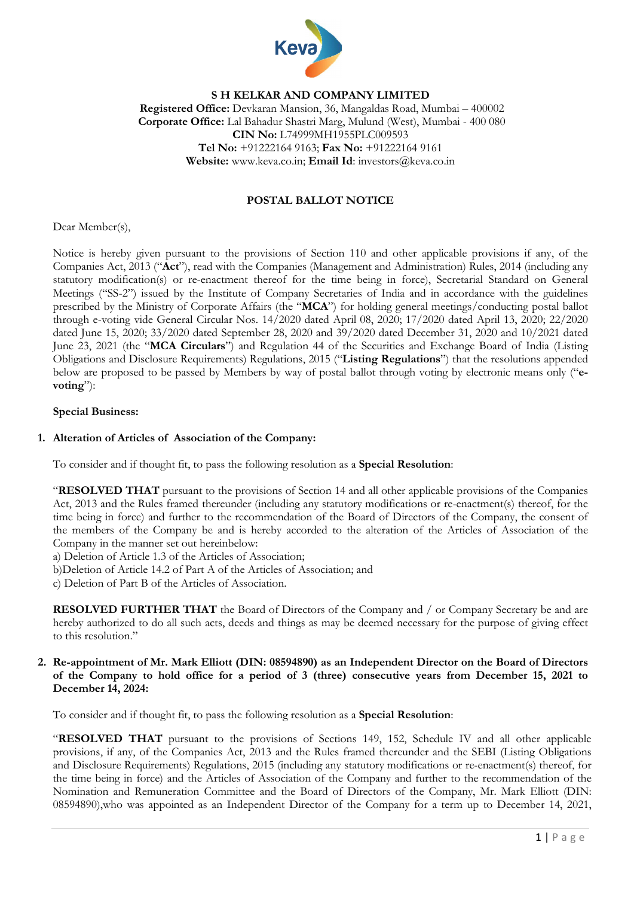**S H KELKAR AND COMPANY LIMITED**
**Registered Office:** Devkaran Mansion, 36, Mangaldas Road, Mumbai – 400002
**Corporate Office:** Lal Bahadur Shastri Marg, Mulund (West), Mumbai - 400 080
**CIN No:** L74999MH1955PLC009593
**Tel No:** +91222164 9163; **Fax No:** +91222164 9161
**Website:** www.keva.co.in; **Email Id**: investors@keva.co.in

# POSTAL BALLOT NOTICE

Dear Member(s),

Notice is hereby given pursuant to the provisions of Section 110 and other applicable provisions if any, of the Companies Act, 2013 ("**Act**"), read with the Companies (Management and Administration) Rules, 2014 (including any statutory modification(s) or re-enactment thereof for the time being in force), Secretarial Standard on General Meetings ("SS-2") issued by the Institute of Company Secretaries of India and in accordance with the guidelines prescribed by the Ministry of Corporate Affairs (the "**MCA**") for holding general meetings/conducting postal ballot through e-voting vide General Circular Nos. 14/2020 dated April 08, 2020; 17/2020 dated April 13, 2020; 22/2020 dated June 15, 2020; 33/2020 dated September 28, 2020 and 39/2020 dated December 31, 2020 and 10/2021 dated June 23, 2021 (the "**MCA Circulars**") and Regulation 44 of the Securities and Exchange Board of India (Listing Obligations and Disclosure Requirements) Regulations, 2015 ("**Listing Regulations**") that the resolutions appended below are proposed to be passed by Members by way of postal ballot through voting by electronic means only ("**e-voting**"):

**Special Business:**

**1. Alteration of Articles of Association of the Company:**

To consider and if thought fit, to pass the following resolution as a **Special Resolution**:

"**RESOLVED THAT** pursuant to the provisions of Section 14 and all other applicable provisions of the Companies Act, 2013 and the Rules framed thereunder (including any statutory modifications or re-enactment(s) thereof, for the time being in force) and further to the recommendation of the Board of Directors of the Company, the consent of the members of the Company be and is hereby accorded to the alteration of the Articles of Association of the Company in the manner set out hereinbelow:

a) Deletion of Article 1.3 of the Articles of Association;
b)Deletion of Article 14.2 of Part A of the Articles of Association; and
c) Deletion of Part B of the Articles of Association.

**RESOLVED FURTHER THAT** the Board of Directors of the Company and / or Company Secretary be and are hereby authorized to do all such acts, deeds and things as may be deemed necessary for the purpose of giving effect to this resolution."

**2. Re-appointment of Mr. Mark Elliott (DIN: 08594890) as an Independent Director on the Board of Directors of the Company to hold office for a period of 3 (three) consecutive years from December 15, 2021 to December 14, 2024:**

To consider and if thought fit, to pass the following resolution as a **Special Resolution**:

"**RESOLVED THAT** pursuant to the provisions of Sections 149, 152, Schedule IV and all other applicable provisions, if any, of the Companies Act, 2013 and the Rules framed thereunder and the SEBI (Listing Obligations and Disclosure Requirements) Regulations, 2015 (including any statutory modifications or re-enactment(s) thereof, for the time being in force) and the Articles of Association of the Company and further to the recommendation of the Nomination and Remuneration Committee and the Board of Directors of the Company, Mr. Mark Elliott (DIN: 08594890),who was appointed as an Independent Director of the Company for a term up to December 14, 2021,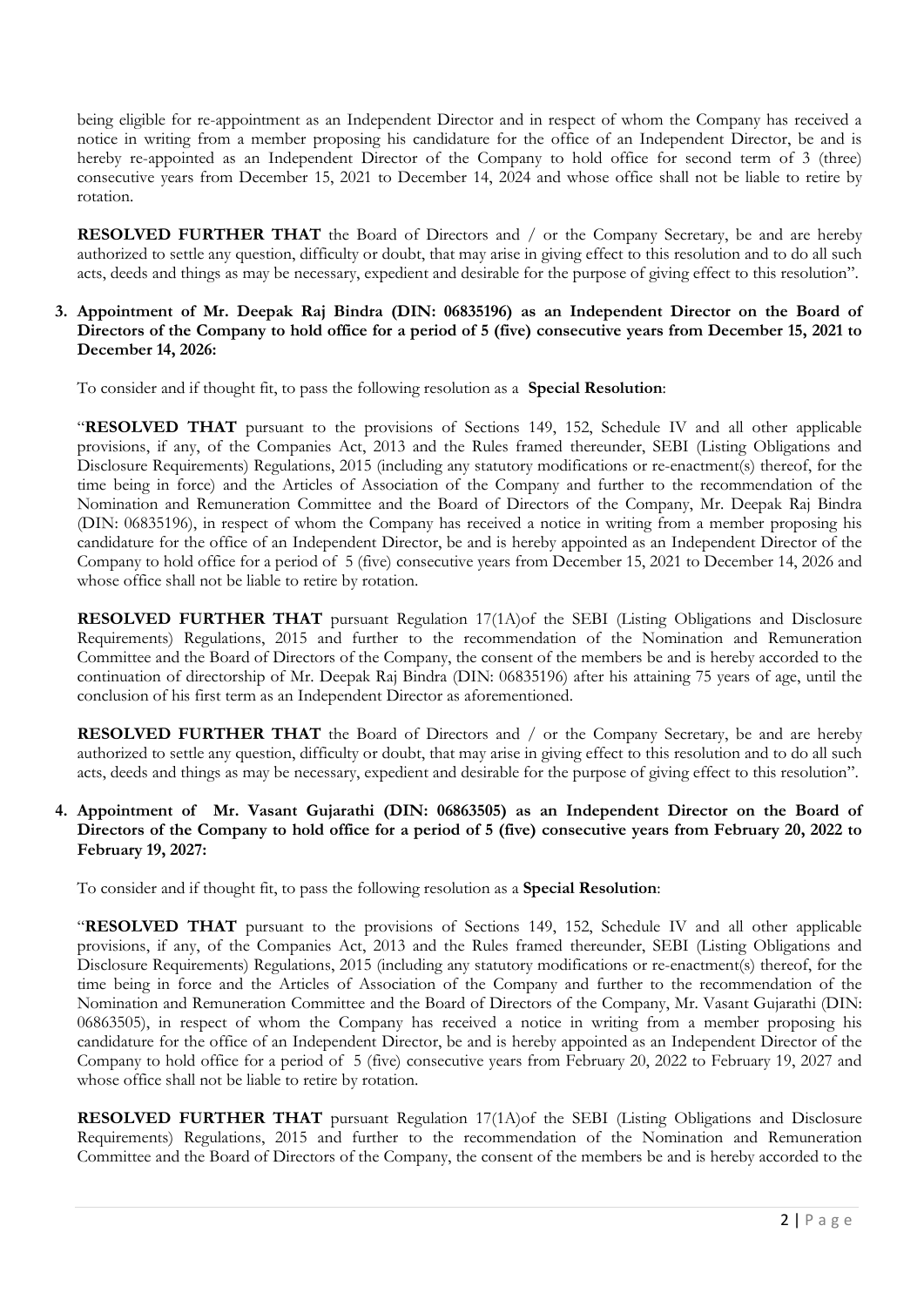being eligible for re-appointment as an Independent Director and in respect of whom the Company has received a notice in writing from a member proposing his candidature for the office of an Independent Director, be and is hereby re-appointed as an Independent Director of the Company to hold office for second term of 3 (three) consecutive years from December 15, 2021 to December 14, 2024 and whose office shall not be liable to retire by rotation.

**RESOLVED FURTHER THAT** the Board of Directors and / or the Company Secretary, be and are hereby authorized to settle any question, difficulty or doubt, that may arise in giving effect to this resolution and to do all such acts, deeds and things as may be necessary, expedient and desirable for the purpose of giving effect to this resolution".

**3. Appointment of Mr. Deepak Raj Bindra (DIN: 06835196) as an Independent Director on the Board of Directors of the Company to hold office for a period of 5 (five) consecutive years from December 15, 2021 to December 14, 2026:**

To consider and if thought fit, to pass the following resolution as a **Special Resolution**:

"**RESOLVED THAT** pursuant to the provisions of Sections 149, 152, Schedule IV and all other applicable provisions, if any, of the Companies Act, 2013 and the Rules framed thereunder, SEBI (Listing Obligations and Disclosure Requirements) Regulations, 2015 (including any statutory modifications or re-enactment(s) thereof, for the time being in force) and the Articles of Association of the Company and further to the recommendation of the Nomination and Remuneration Committee and the Board of Directors of the Company, Mr. Deepak Raj Bindra (DIN: 06835196), in respect of whom the Company has received a notice in writing from a member proposing his candidature for the office of an Independent Director, be and is hereby appointed as an Independent Director of the Company to hold office for a period of 5 (five) consecutive years from December 15, 2021 to December 14, 2026 and whose office shall not be liable to retire by rotation.

**RESOLVED FURTHER THAT** pursuant Regulation 17(1A)of the SEBI (Listing Obligations and Disclosure Requirements) Regulations, 2015 and further to the recommendation of the Nomination and Remuneration Committee and the Board of Directors of the Company, the consent of the members be and is hereby accorded to the continuation of directorship of Mr. Deepak Raj Bindra (DIN: 06835196) after his attaining 75 years of age, until the conclusion of his first term as an Independent Director as aforementioned.

**RESOLVED FURTHER THAT** the Board of Directors and / or the Company Secretary, be and are hereby authorized to settle any question, difficulty or doubt, that may arise in giving effect to this resolution and to do all such acts, deeds and things as may be necessary, expedient and desirable for the purpose of giving effect to this resolution".

**4. Appointment of Mr. Vasant Gujarathi (DIN: 06863505) as an Independent Director on the Board of Directors of the Company to hold office for a period of 5 (five) consecutive years from February 20, 2022 to February 19, 2027:**

To consider and if thought fit, to pass the following resolution as a **Special Resolution**:

"**RESOLVED THAT** pursuant to the provisions of Sections 149, 152, Schedule IV and all other applicable provisions, if any, of the Companies Act, 2013 and the Rules framed thereunder, SEBI (Listing Obligations and Disclosure Requirements) Regulations, 2015 (including any statutory modifications or re-enactment(s) thereof, for the time being in force and the Articles of Association of the Company and further to the recommendation of the Nomination and Remuneration Committee and the Board of Directors of the Company, Mr. Vasant Gujarathi (DIN: 06863505), in respect of whom the Company has received a notice in writing from a member proposing his candidature for the office of an Independent Director, be and is hereby appointed as an Independent Director of the Company to hold office for a period of 5 (five) consecutive years from February 20, 2022 to February 19, 2027 and whose office shall not be liable to retire by rotation.

**RESOLVED FURTHER THAT** pursuant Regulation 17(1A)of the SEBI (Listing Obligations and Disclosure Requirements) Regulations, 2015 and further to the recommendation of the Nomination and Remuneration Committee and the Board of Directors of the Company, the consent of the members be and is hereby accorded to the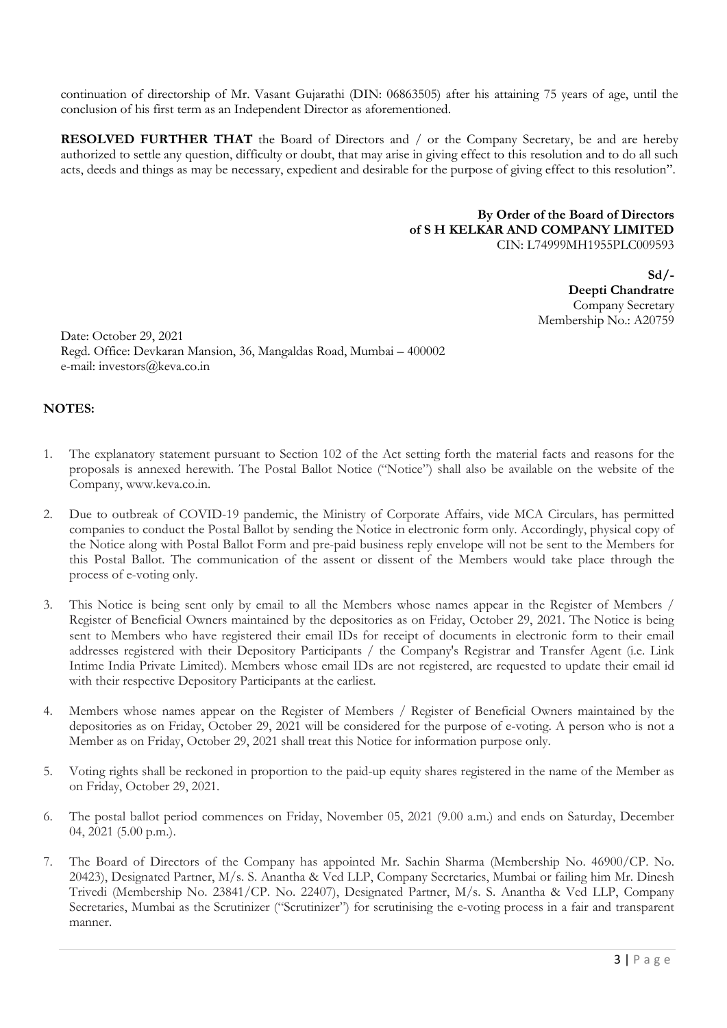continuation of directorship of Mr. Vasant Gujarathi (DIN: 06863505) after his attaining 75 years of age, until the conclusion of his first term as an Independent Director as aforementioned.

**RESOLVED FURTHER THAT** the Board of Directors and / or the Company Secretary, be and are hereby authorized to settle any question, difficulty or doubt, that may arise in giving effect to this resolution and to do all such acts, deeds and things as may be necessary, expedient and desirable for the purpose of giving effect to this resolution".

**By Order of the Board of Directors**
**of S H KELKAR AND COMPANY LIMITED**
CIN: L74999MH1955PLC009593

**Sd/-**
**Deepti Chandratre**
Company Secretary
Membership No.: A20759

Date: October 29, 2021
Regd. Office: Devkaran Mansion, 36, Mangaldas Road, Mumbai – 400002
e-mail: investors@keva.co.in

**NOTES:**

1. The explanatory statement pursuant to Section 102 of the Act setting forth the material facts and reasons for the proposals is annexed herewith. The Postal Ballot Notice ("Notice") shall also be available on the website of the Company, www.keva.co.in.

2. Due to outbreak of COVID-19 pandemic, the Ministry of Corporate Affairs, vide MCA Circulars, has permitted companies to conduct the Postal Ballot by sending the Notice in electronic form only. Accordingly, physical copy of the Notice along with Postal Ballot Form and pre-paid business reply envelope will not be sent to the Members for this Postal Ballot. The communication of the assent or dissent of the Members would take place through the process of e-voting only.

3. This Notice is being sent only by email to all the Members whose names appear in the Register of Members / Register of Beneficial Owners maintained by the depositories as on Friday, October 29, 2021. The Notice is being sent to Members who have registered their email IDs for receipt of documents in electronic form to their email addresses registered with their Depository Participants / the Company's Registrar and Transfer Agent (i.e. Link Intime India Private Limited). Members whose email IDs are not registered, are requested to update their email id with their respective Depository Participants at the earliest.

4. Members whose names appear on the Register of Members / Register of Beneficial Owners maintained by the depositories as on Friday, October 29, 2021 will be considered for the purpose of e-voting. A person who is not a Member as on Friday, October 29, 2021 shall treat this Notice for information purpose only.

5. Voting rights shall be reckoned in proportion to the paid-up equity shares registered in the name of the Member as on Friday, October 29, 2021.

6. The postal ballot period commences on Friday, November 05, 2021 (9.00 a.m.) and ends on Saturday, December 04, 2021 (5.00 p.m.).

7. The Board of Directors of the Company has appointed Mr. Sachin Sharma (Membership No. 46900/CP. No. 20423), Designated Partner, M/s. S. Anantha & Ved LLP, Company Secretaries, Mumbai or failing him Mr. Dinesh Trivedi (Membership No. 23841/CP. No. 22407), Designated Partner, M/s. S. Anantha & Ved LLP, Company Secretaries, Mumbai as the Scrutinizer ("Scrutinizer") for scrutinising the e-voting process in a fair and transparent manner.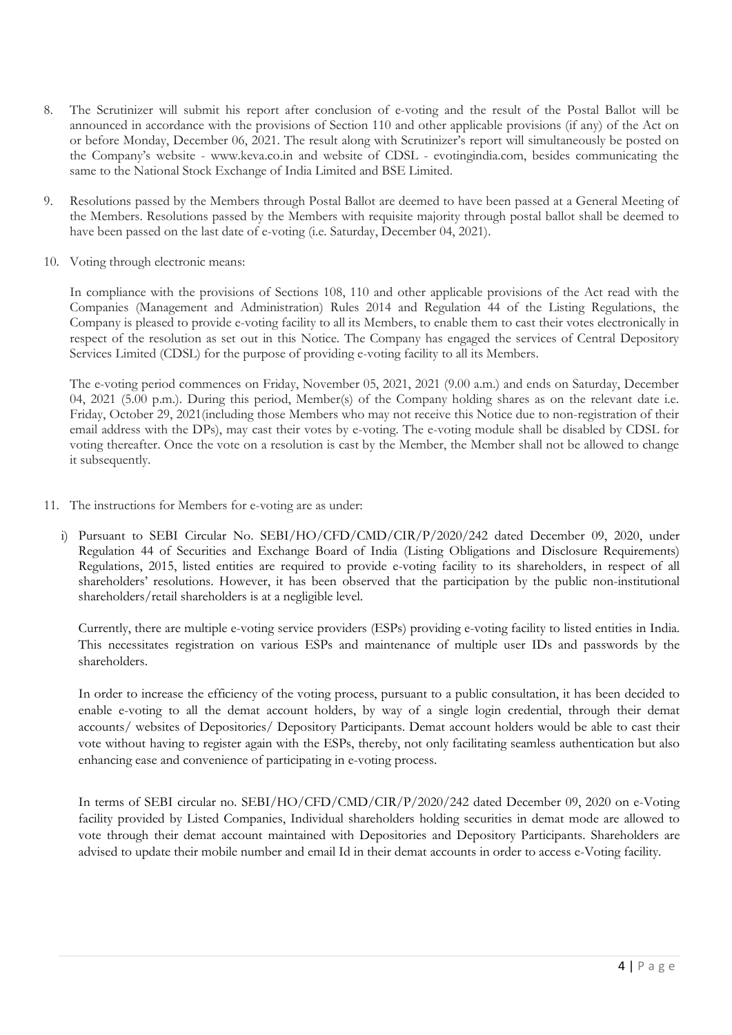8. The Scrutinizer will submit his report after conclusion of e-voting and the result of the Postal Ballot will be announced in accordance with the provisions of Section 110 and other applicable provisions (if any) of the Act on or before Monday, December 06, 2021. The result along with Scrutinizer's report will simultaneously be posted on the Company's website - www.keva.co.in and website of CDSL - evotingindia.com, besides communicating the same to the National Stock Exchange of India Limited and BSE Limited.

9. Resolutions passed by the Members through Postal Ballot are deemed to have been passed at a General Meeting of the Members. Resolutions passed by the Members with requisite majority through postal ballot shall be deemed to have been passed on the last date of e-voting (i.e. Saturday, December 04, 2021).

10. Voting through electronic means:

    In compliance with the provisions of Sections 108, 110 and other applicable provisions of the Act read with the Companies (Management and Administration) Rules 2014 and Regulation 44 of the Listing Regulations, the Company is pleased to provide e-voting facility to all its Members, to enable them to cast their votes electronically in respect of the resolution as set out in this Notice. The Company has engaged the services of Central Depository Services Limited (CDSL) for the purpose of providing e-voting facility to all its Members.

    The e-voting period commences on Friday, November 05, 2021, 2021 (9.00 a.m.) and ends on Saturday, December 04, 2021 (5.00 p.m.). During this period, Member(s) of the Company holding shares as on the relevant date i.e. Friday, October 29, 2021(including those Members who may not receive this Notice due to non-registration of their email address with the DPs), may cast their votes by e-voting. The e-voting module shall be disabled by CDSL for voting thereafter. Once the vote on a resolution is cast by the Member, the Member shall not be allowed to change it subsequently.

11. The instructions for Members for e-voting are as under:

    i) Pursuant to SEBI Circular No. SEBI/HO/CFD/CMD/CIR/P/2020/242 dated December 09, 2020, under Regulation 44 of Securities and Exchange Board of India (Listing Obligations and Disclosure Requirements) Regulations, 2015, listed entities are required to provide e-voting facility to its shareholders, in respect of all shareholders' resolutions. However, it has been observed that the participation by the public non-institutional shareholders/retail shareholders is at a negligible level.

    Currently, there are multiple e-voting service providers (ESPs) providing e-voting facility to listed entities in India. This necessitates registration on various ESPs and maintenance of multiple user IDs and passwords by the shareholders.

    In order to increase the efficiency of the voting process, pursuant to a public consultation, it has been decided to enable e-voting to all the demat account holders, by way of a single login credential, through their demat accounts/ websites of Depositories/ Depository Participants. Demat account holders would be able to cast their vote without having to register again with the ESPs, thereby, not only facilitating seamless authentication but also enhancing ease and convenience of participating in e-voting process.

    In terms of SEBI circular no. SEBI/HO/CFD/CMD/CIR/P/2020/242 dated December 09, 2020 on e-Voting facility provided by Listed Companies, Individual shareholders holding securities in demat mode are allowed to vote through their demat account maintained with Depositories and Depository Participants. Shareholders are advised to update their mobile number and email Id in their demat accounts in order to access e-Voting facility.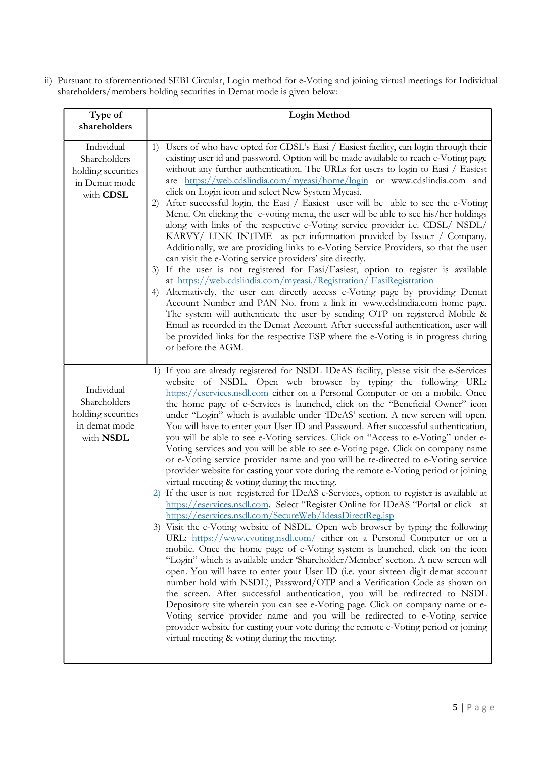ii) Pursuant to aforementioned SEBI Circular, Login method for e-Voting and joining virtual meetings for Individual shareholders/members holding securities in Demat mode is given below:

| Type of shareholders | Login Method |
|---|---|
| Individual Shareholders holding securities in Demat mode with **CDSL** | 1) Users of who have opted for CDSL's Easi / Easiest facility, can login through their existing user id and password. Option will be made available to reach e-Voting page without any further authentication. The URLs for users to login to Easi / Easiest are https://web.cdslindia.com/myeasi/home/login or www.cdslindia.com and click on Login icon and select New System Myeasi.<br>2) After successful login, the Easi / Easiest user will be able to see the e-Voting Menu. On clicking the e-voting menu, the user will be able to see his/her holdings along with links of the respective e-Voting service provider i.e. CDSL/ NSDL/ KARVY/ LINK INTIME as per information provided by Issuer / Company. Additionally, we are providing links to e-Voting Service Providers, so that the user can visit the e-Voting service providers' site directly.<br>3) If the user is not registered for Easi/Easiest, option to register is available at https://web.cdslindia.com/myeasi./Registration/ EasiRegistration<br>4) Alternatively, the user can directly access e-Voting page by providing Demat Account Number and PAN No. from a link in www.cdslindia.com home page. The system will authenticate the user by sending OTP on registered Mobile & Email as recorded in the Demat Account. After successful authentication, user will be provided links for the respective ESP where the e-Voting is in progress during or before the AGM. |
| Individual Shareholders holding securities in demat mode with **NSDL** | 1) If you are already registered for NSDL IDeAS facility, please visit the e-Services website of NSDL. Open web browser by typing the following URL: https://eservices.nsdl.com either on a Personal Computer or on a mobile. Once the home page of e-Services is launched, click on the "Beneficial Owner" icon under "Login" which is available under 'IDeAS' section. A new screen will open. You will have to enter your User ID and Password. After successful authentication, you will be able to see e-Voting services. Click on "Access to e-Voting" under e-Voting services and you will be able to see e-Voting page. Click on company name or e-Voting service provider name and you will be re-directed to e-Voting service provider website for casting your vote during the remote e-Voting period or joining virtual meeting & voting during the meeting.<br>2) If the user is not registered for IDeAS e-Services, option to register is available at https://eservices.nsdl.com. Select "Register Online for IDeAS "Portal or click at https://eservices.nsdl.com/SecureWeb/IdeasDirectReg.jsp<br>3) Visit the e-Voting website of NSDL. Open web browser by typing the following URL: https://www.evoting.nsdl.com/ either on a Personal Computer or on a mobile. Once the home page of e-Voting system is launched, click on the icon "Login" which is available under 'Shareholder/Member' section. A new screen will open. You will have to enter your User ID (i.e. your sixteen digit demat account number hold with NSDL), Password/OTP and a Verification Code as shown on the screen. After successful authentication, you will be redirected to NSDL Depository site wherein you can see e-Voting page. Click on company name or e-Voting service provider name and you will be redirected to e-Voting service provider website for casting your vote during the remote e-Voting period or joining virtual meeting & voting during the meeting. |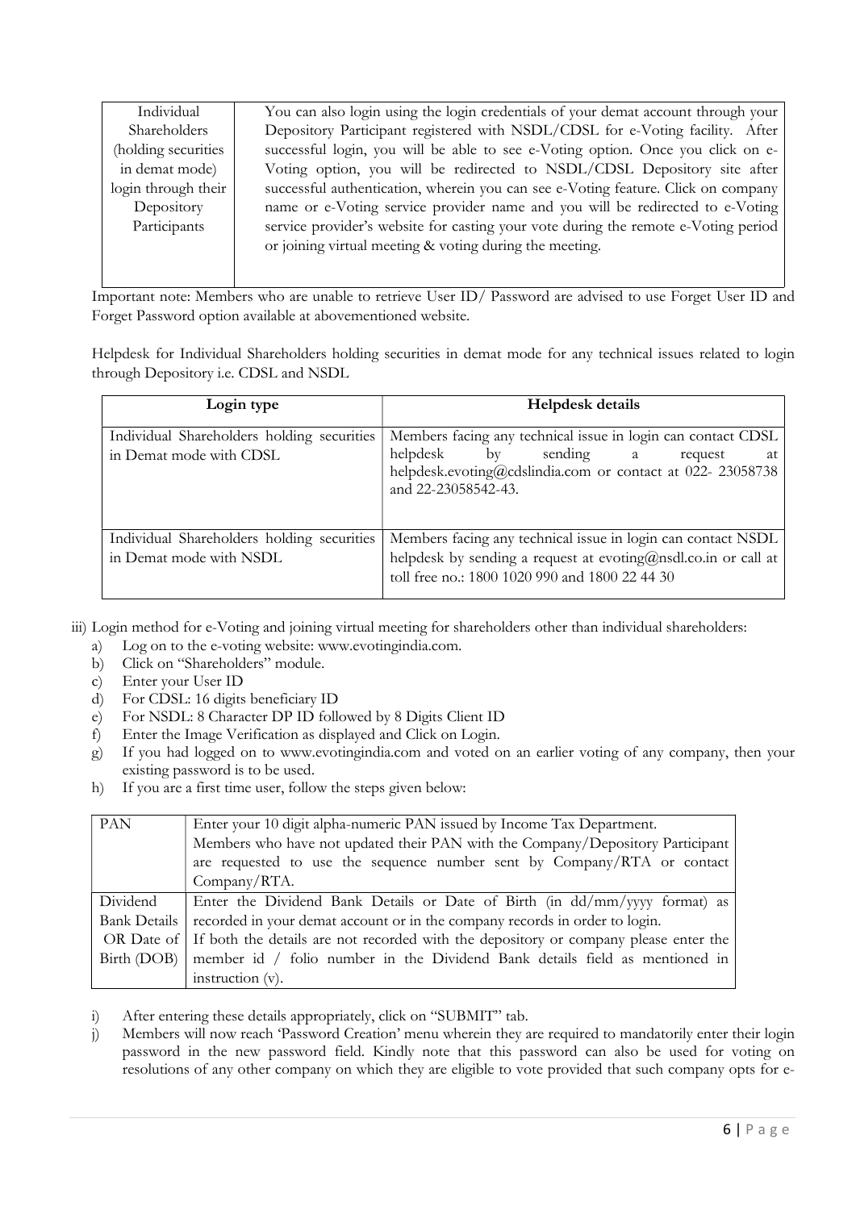| Individual Shareholders (holding securities in demat mode) login through their Depository Participants | You can also login using the login credentials of your demat account through your Depository Participant registered with NSDL/CDSL for e-Voting facility. After successful login, you will be able to see e-Voting option. Once you click on e-Voting option, you will be redirected to NSDL/CDSL Depository site after successful authentication, wherein you can see e-Voting feature. Click on company name or e-Voting service provider name and you will be redirected to e-Voting service provider's website for casting your vote during the remote e-Voting period or joining virtual meeting & voting during the meeting. |
|---|---|

Important note: Members who are unable to retrieve User ID/ Password are advised to use Forget User ID and Forget Password option available at abovementioned website.

Helpdesk for Individual Shareholders holding securities in demat mode for any technical issues related to login through Depository i.e. CDSL and NSDL

| Login type | Helpdesk details |
|---|---|
| Individual Shareholders holding securities in Demat mode with CDSL | Members facing any technical issue in login can contact CDSL helpdesk by sending a request at helpdesk.evoting@cdslindia.com or contact at 022- 23058738 and 22-23058542-43. |
| Individual Shareholders holding securities in Demat mode with NSDL | Members facing any technical issue in login can contact NSDL helpdesk by sending a request at evoting@nsdl.co.in or call at toll free no.: 1800 1020 990 and 1800 22 44 30 |

iii) Login method for e-Voting and joining virtual meeting for shareholders other than individual shareholders:

a) Log on to the e-voting website: www.evotingindia.com.
b) Click on "Shareholders" module.
c) Enter your User ID
d) For CDSL: 16 digits beneficiary ID
e) For NSDL: 8 Character DP ID followed by 8 Digits Client ID
f) Enter the Image Verification as displayed and Click on Login.
g) If you had logged on to www.evotingindia.com and voted on an earlier voting of any company, then your existing password is to be used.
h) If you are a first time user, follow the steps given below:

| PAN | Enter your 10 digit alpha-numeric PAN issued by Income Tax Department. Members who have not updated their PAN with the Company/Depository Participant are requested to use the sequence number sent by Company/RTA or contact Company/RTA. |
|---|---|
| Dividend Bank Details OR Date of Birth (DOB) | Enter the Dividend Bank Details or Date of Birth (in dd/mm/yyyy format) as recorded in your demat account or in the company records in order to login. If both the details are not recorded with the depository or company please enter the member id / folio number in the Dividend Bank details field as mentioned in instruction (v). |

i) After entering these details appropriately, click on "SUBMIT" tab.
j) Members will now reach 'Password Creation' menu wherein they are required to mandatorily enter their login password in the new password field. Kindly note that this password can also be used for voting on resolutions of any other company on which they are eligible to vote provided that such company opts for e-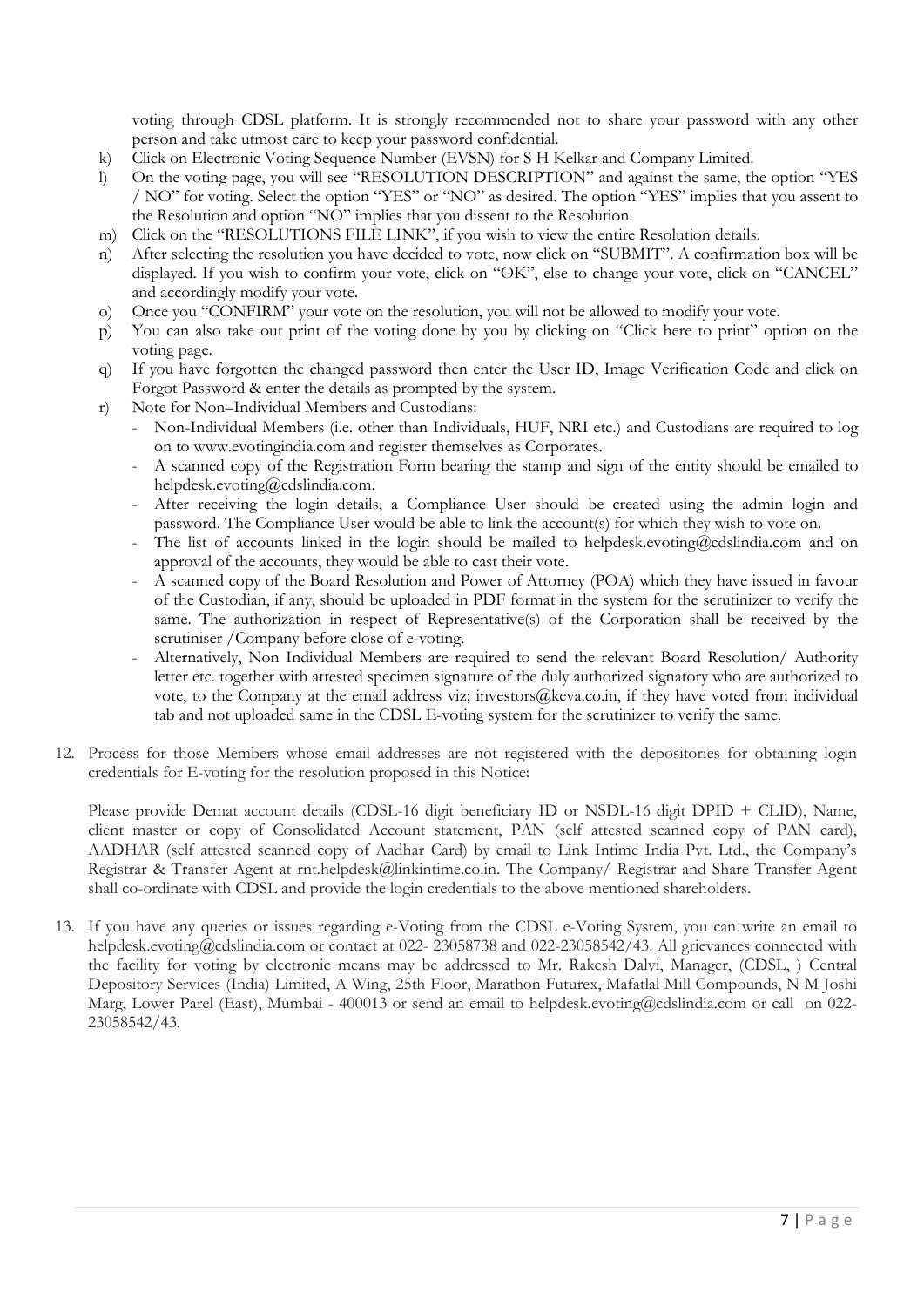voting through CDSL platform. It is strongly recommended not to share your password with any other person and take utmost care to keep your password confidential.

k) Click on Electronic Voting Sequence Number (EVSN) for S H Kelkar and Company Limited.

l) On the voting page, you will see "RESOLUTION DESCRIPTION" and against the same, the option "YES / NO" for voting. Select the option "YES" or "NO" as desired. The option "YES" implies that you assent to the Resolution and option "NO" implies that you dissent to the Resolution.

m) Click on the "RESOLUTIONS FILE LINK", if you wish to view the entire Resolution details.

n) After selecting the resolution you have decided to vote, now click on "SUBMIT". A confirmation box will be displayed. If you wish to confirm your vote, click on "OK", else to change your vote, click on "CANCEL" and accordingly modify your vote.

o) Once you "CONFIRM" your vote on the resolution, you will not be allowed to modify your vote.

p) You can also take out print of the voting done by you by clicking on "Click here to print" option on the voting page.

q) If you have forgotten the changed password then enter the User ID, Image Verification Code and click on Forgot Password & enter the details as prompted by the system.

r) Note for Non–Individual Members and Custodians:
   - Non-Individual Members (i.e. other than Individuals, HUF, NRI etc.) and Custodians are required to log on to www.evotingindia.com and register themselves as Corporates.
   - A scanned copy of the Registration Form bearing the stamp and sign of the entity should be emailed to helpdesk.evoting@cdslindia.com.
   - After receiving the login details, a Compliance User should be created using the admin login and password. The Compliance User would be able to link the account(s) for which they wish to vote on.
   - The list of accounts linked in the login should be mailed to helpdesk.evoting@cdslindia.com and on approval of the accounts, they would be able to cast their vote.
   - A scanned copy of the Board Resolution and Power of Attorney (POA) which they have issued in favour of the Custodian, if any, should be uploaded in PDF format in the system for the scrutinizer to verify the same. The authorization in respect of Representative(s) of the Corporation shall be received by the scrutiniser /Company before close of e-voting.
   - Alternatively, Non Individual Members are required to send the relevant Board Resolution/ Authority letter etc. together with attested specimen signature of the duly authorized signatory who are authorized to vote, to the Company at the email address viz; investors@keva.co.in, if they have voted from individual tab and not uploaded same in the CDSL E-voting system for the scrutinizer to verify the same.

12. Process for those Members whose email addresses are not registered with the depositories for obtaining login credentials for E-voting for the resolution proposed in this Notice:

    Please provide Demat account details (CDSL-16 digit beneficiary ID or NSDL-16 digit DPID + CLID), Name, client master or copy of Consolidated Account statement, PAN (self attested scanned copy of PAN card), AADHAR (self attested scanned copy of Aadhar Card) by email to Link Intime India Pvt. Ltd., the Company's Registrar & Transfer Agent at rnt.helpdesk@linkintime.co.in. The Company/ Registrar and Share Transfer Agent shall co-ordinate with CDSL and provide the login credentials to the above mentioned shareholders.

13. If you have any queries or issues regarding e-Voting from the CDSL e-Voting System, you can write an email to helpdesk.evoting@cdslindia.com or contact at 022- 23058738 and 022-23058542/43. All grievances connected with the facility for voting by electronic means may be addressed to Mr. Rakesh Dalvi, Manager, (CDSL, ) Central Depository Services (India) Limited, A Wing, 25th Floor, Marathon Futurex, Mafatlal Mill Compounds, N M Joshi Marg, Lower Parel (East), Mumbai - 400013 or send an email to helpdesk.evoting@cdslindia.com or call on 022-23058542/43.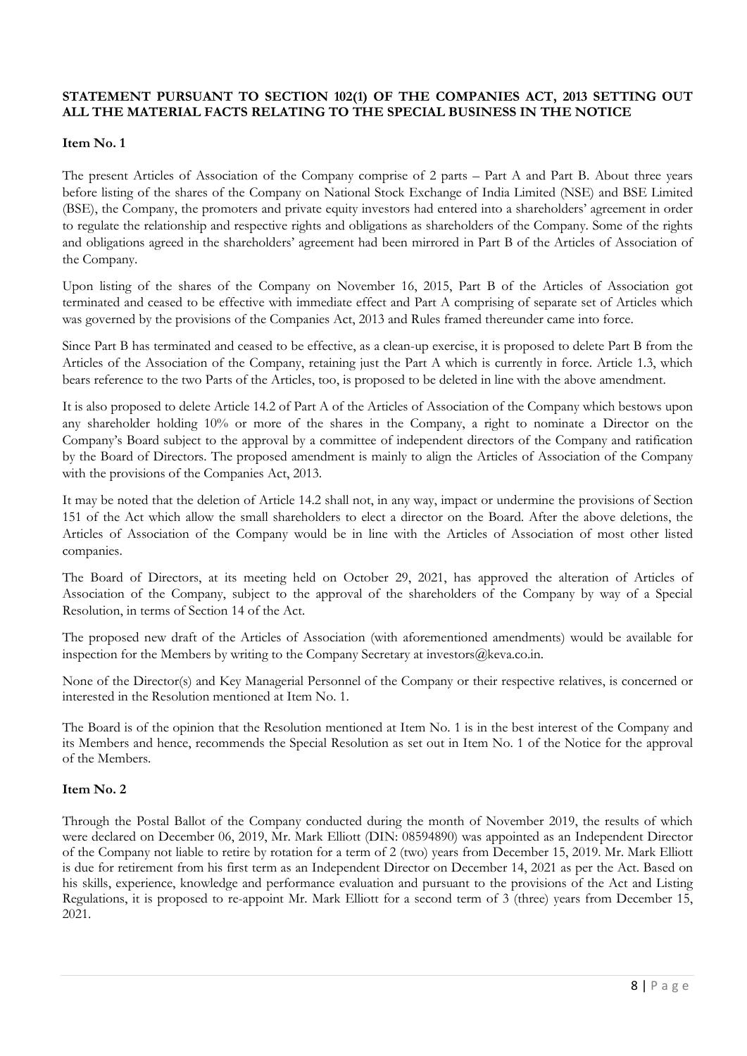**STATEMENT PURSUANT TO SECTION 102(1) OF THE COMPANIES ACT, 2013 SETTING OUT ALL THE MATERIAL FACTS RELATING TO THE SPECIAL BUSINESS IN THE NOTICE**

**Item No. 1**

The present Articles of Association of the Company comprise of 2 parts – Part A and Part B. About three years before listing of the shares of the Company on National Stock Exchange of India Limited (NSE) and BSE Limited (BSE), the Company, the promoters and private equity investors had entered into a shareholders' agreement in order to regulate the relationship and respective rights and obligations as shareholders of the Company. Some of the rights and obligations agreed in the shareholders' agreement had been mirrored in Part B of the Articles of Association of the Company.

Upon listing of the shares of the Company on November 16, 2015, Part B of the Articles of Association got terminated and ceased to be effective with immediate effect and Part A comprising of separate set of Articles which was governed by the provisions of the Companies Act, 2013 and Rules framed thereunder came into force.

Since Part B has terminated and ceased to be effective, as a clean-up exercise, it is proposed to delete Part B from the Articles of the Association of the Company, retaining just the Part A which is currently in force. Article 1.3, which bears reference to the two Parts of the Articles, too, is proposed to be deleted in line with the above amendment.

It is also proposed to delete Article 14.2 of Part A of the Articles of Association of the Company which bestows upon any shareholder holding 10% or more of the shares in the Company, a right to nominate a Director on the Company's Board subject to the approval by a committee of independent directors of the Company and ratification by the Board of Directors. The proposed amendment is mainly to align the Articles of Association of the Company with the provisions of the Companies Act, 2013.

It may be noted that the deletion of Article 14.2 shall not, in any way, impact or undermine the provisions of Section 151 of the Act which allow the small shareholders to elect a director on the Board. After the above deletions, the Articles of Association of the Company would be in line with the Articles of Association of most other listed companies.

The Board of Directors, at its meeting held on October 29, 2021, has approved the alteration of Articles of Association of the Company, subject to the approval of the shareholders of the Company by way of a Special Resolution, in terms of Section 14 of the Act.

The proposed new draft of the Articles of Association (with aforementioned amendments) would be available for inspection for the Members by writing to the Company Secretary at investors@keva.co.in.

None of the Director(s) and Key Managerial Personnel of the Company or their respective relatives, is concerned or interested in the Resolution mentioned at Item No. 1.

The Board is of the opinion that the Resolution mentioned at Item No. 1 is in the best interest of the Company and its Members and hence, recommends the Special Resolution as set out in Item No. 1 of the Notice for the approval of the Members.

**Item No. 2**

Through the Postal Ballot of the Company conducted during the month of November 2019, the results of which were declared on December 06, 2019, Mr. Mark Elliott (DIN: 08594890) was appointed as an Independent Director of the Company not liable to retire by rotation for a term of 2 (two) years from December 15, 2019. Mr. Mark Elliott is due for retirement from his first term as an Independent Director on December 14, 2021 as per the Act. Based on his skills, experience, knowledge and performance evaluation and pursuant to the provisions of the Act and Listing Regulations, it is proposed to re-appoint Mr. Mark Elliott for a second term of 3 (three) years from December 15, 2021.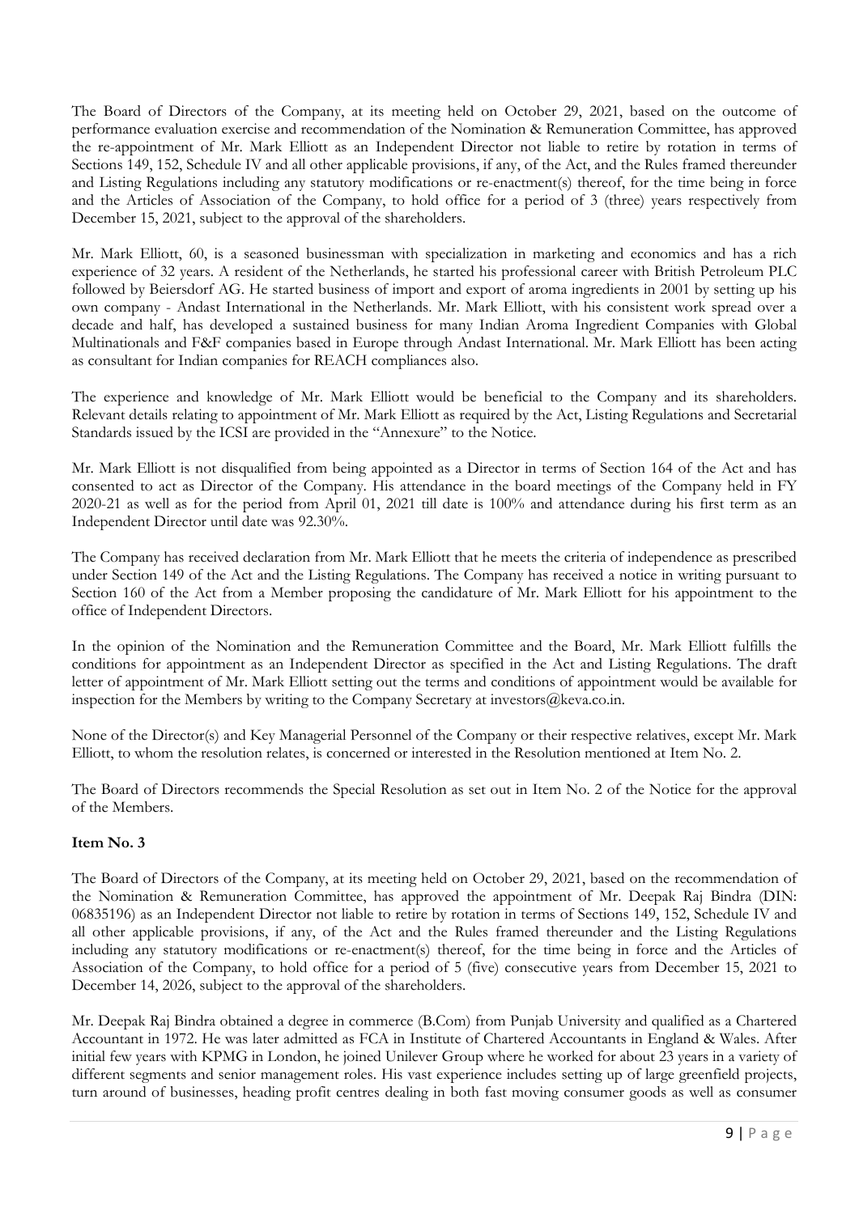The Board of Directors of the Company, at its meeting held on October 29, 2021, based on the outcome of performance evaluation exercise and recommendation of the Nomination & Remuneration Committee, has approved the re-appointment of Mr. Mark Elliott as an Independent Director not liable to retire by rotation in terms of Sections 149, 152, Schedule IV and all other applicable provisions, if any, of the Act, and the Rules framed thereunder and Listing Regulations including any statutory modifications or re-enactment(s) thereof, for the time being in force and the Articles of Association of the Company, to hold office for a period of 3 (three) years respectively from December 15, 2021, subject to the approval of the shareholders.

Mr. Mark Elliott, 60, is a seasoned businessman with specialization in marketing and economics and has a rich experience of 32 years. A resident of the Netherlands, he started his professional career with British Petroleum PLC followed by Beiersdorf AG. He started business of import and export of aroma ingredients in 2001 by setting up his own company - Andast International in the Netherlands. Mr. Mark Elliott, with his consistent work spread over a decade and half, has developed a sustained business for many Indian Aroma Ingredient Companies with Global Multinationals and F&F companies based in Europe through Andast International. Mr. Mark Elliott has been acting as consultant for Indian companies for REACH compliances also.

The experience and knowledge of Mr. Mark Elliott would be beneficial to the Company and its shareholders. Relevant details relating to appointment of Mr. Mark Elliott as required by the Act, Listing Regulations and Secretarial Standards issued by the ICSI are provided in the "Annexure" to the Notice.

Mr. Mark Elliott is not disqualified from being appointed as a Director in terms of Section 164 of the Act and has consented to act as Director of the Company. His attendance in the board meetings of the Company held in FY 2020-21 as well as for the period from April 01, 2021 till date is 100% and attendance during his first term as an Independent Director until date was 92.30%.

The Company has received declaration from Mr. Mark Elliott that he meets the criteria of independence as prescribed under Section 149 of the Act and the Listing Regulations. The Company has received a notice in writing pursuant to Section 160 of the Act from a Member proposing the candidature of Mr. Mark Elliott for his appointment to the office of Independent Directors.

In the opinion of the Nomination and the Remuneration Committee and the Board, Mr. Mark Elliott fulfills the conditions for appointment as an Independent Director as specified in the Act and Listing Regulations. The draft letter of appointment of Mr. Mark Elliott setting out the terms and conditions of appointment would be available for inspection for the Members by writing to the Company Secretary at investors@keva.co.in.

None of the Director(s) and Key Managerial Personnel of the Company or their respective relatives, except Mr. Mark Elliott, to whom the resolution relates, is concerned or interested in the Resolution mentioned at Item No. 2.

The Board of Directors recommends the Special Resolution as set out in Item No. 2 of the Notice for the approval of the Members.

**Item No. 3**

The Board of Directors of the Company, at its meeting held on October 29, 2021, based on the recommendation of the Nomination & Remuneration Committee, has approved the appointment of Mr. Deepak Raj Bindra (DIN: 06835196) as an Independent Director not liable to retire by rotation in terms of Sections 149, 152, Schedule IV and all other applicable provisions, if any, of the Act and the Rules framed thereunder and the Listing Regulations including any statutory modifications or re-enactment(s) thereof, for the time being in force and the Articles of Association of the Company, to hold office for a period of 5 (five) consecutive years from December 15, 2021 to December 14, 2026, subject to the approval of the shareholders.

Mr. Deepak Raj Bindra obtained a degree in commerce (B.Com) from Punjab University and qualified as a Chartered Accountant in 1972. He was later admitted as FCA in Institute of Chartered Accountants in England & Wales. After initial few years with KPMG in London, he joined Unilever Group where he worked for about 23 years in a variety of different segments and senior management roles. His vast experience includes setting up of large greenfield projects, turn around of businesses, heading profit centres dealing in both fast moving consumer goods as well as consumer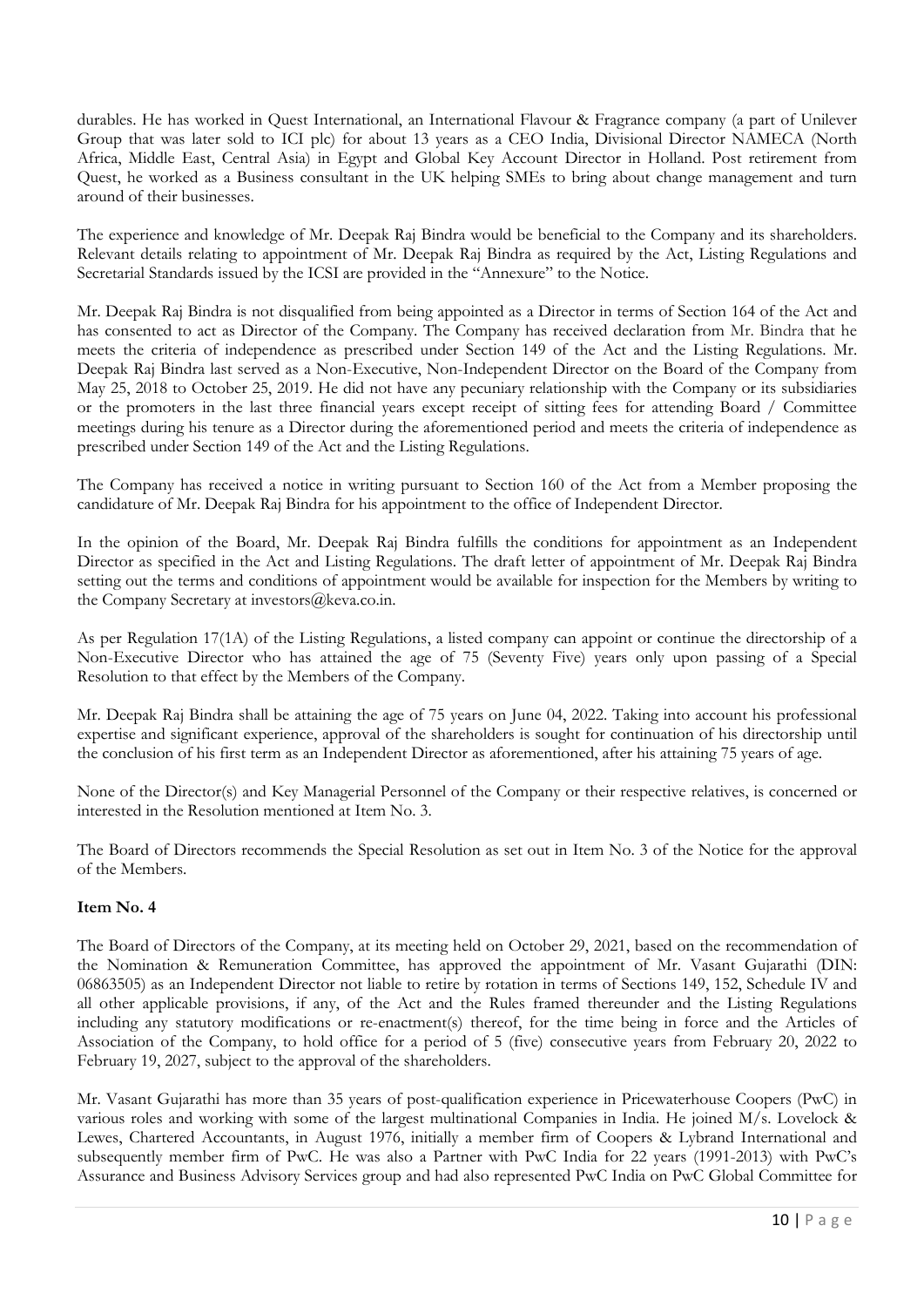durables. He has worked in Quest International, an International Flavour & Fragrance company (a part of Unilever Group that was later sold to ICI plc) for about 13 years as a CEO India, Divisional Director NAMECA (North Africa, Middle East, Central Asia) in Egypt and Global Key Account Director in Holland. Post retirement from Quest, he worked as a Business consultant in the UK helping SMEs to bring about change management and turn around of their businesses.

The experience and knowledge of Mr. Deepak Raj Bindra would be beneficial to the Company and its shareholders. Relevant details relating to appointment of Mr. Deepak Raj Bindra as required by the Act, Listing Regulations and Secretarial Standards issued by the ICSI are provided in the "Annexure" to the Notice.

Mr. Deepak Raj Bindra is not disqualified from being appointed as a Director in terms of Section 164 of the Act and has consented to act as Director of the Company. The Company has received declaration from Mr. Bindra that he meets the criteria of independence as prescribed under Section 149 of the Act and the Listing Regulations. Mr. Deepak Raj Bindra last served as a Non-Executive, Non-Independent Director on the Board of the Company from May 25, 2018 to October 25, 2019. He did not have any pecuniary relationship with the Company or its subsidiaries or the promoters in the last three financial years except receipt of sitting fees for attending Board / Committee meetings during his tenure as a Director during the aforementioned period and meets the criteria of independence as prescribed under Section 149 of the Act and the Listing Regulations.

The Company has received a notice in writing pursuant to Section 160 of the Act from a Member proposing the candidature of Mr. Deepak Raj Bindra for his appointment to the office of Independent Director.

In the opinion of the Board, Mr. Deepak Raj Bindra fulfills the conditions for appointment as an Independent Director as specified in the Act and Listing Regulations. The draft letter of appointment of Mr. Deepak Raj Bindra setting out the terms and conditions of appointment would be available for inspection for the Members by writing to the Company Secretary at investors@keva.co.in.

As per Regulation 17(1A) of the Listing Regulations, a listed company can appoint or continue the directorship of a Non-Executive Director who has attained the age of 75 (Seventy Five) years only upon passing of a Special Resolution to that effect by the Members of the Company.

Mr. Deepak Raj Bindra shall be attaining the age of 75 years on June 04, 2022. Taking into account his professional expertise and significant experience, approval of the shareholders is sought for continuation of his directorship until the conclusion of his first term as an Independent Director as aforementioned, after his attaining 75 years of age.

None of the Director(s) and Key Managerial Personnel of the Company or their respective relatives, is concerned or interested in the Resolution mentioned at Item No. 3.

The Board of Directors recommends the Special Resolution as set out in Item No. 3 of the Notice for the approval of the Members.

**Item No. 4**

The Board of Directors of the Company, at its meeting held on October 29, 2021, based on the recommendation of the Nomination & Remuneration Committee, has approved the appointment of Mr. Vasant Gujarathi (DIN: 06863505) as an Independent Director not liable to retire by rotation in terms of Sections 149, 152, Schedule IV and all other applicable provisions, if any, of the Act and the Rules framed thereunder and the Listing Regulations including any statutory modifications or re-enactment(s) thereof, for the time being in force and the Articles of Association of the Company, to hold office for a period of 5 (five) consecutive years from February 20, 2022 to February 19, 2027, subject to the approval of the shareholders.

Mr. Vasant Gujarathi has more than 35 years of post-qualification experience in Pricewaterhouse Coopers (PwC) in various roles and working with some of the largest multinational Companies in India. He joined M/s. Lovelock & Lewes, Chartered Accountants, in August 1976, initially a member firm of Coopers & Lybrand International and subsequently member firm of PwC. He was also a Partner with PwC India for 22 years (1991-2013) with PwC's Assurance and Business Advisory Services group and had also represented PwC India on PwC Global Committee for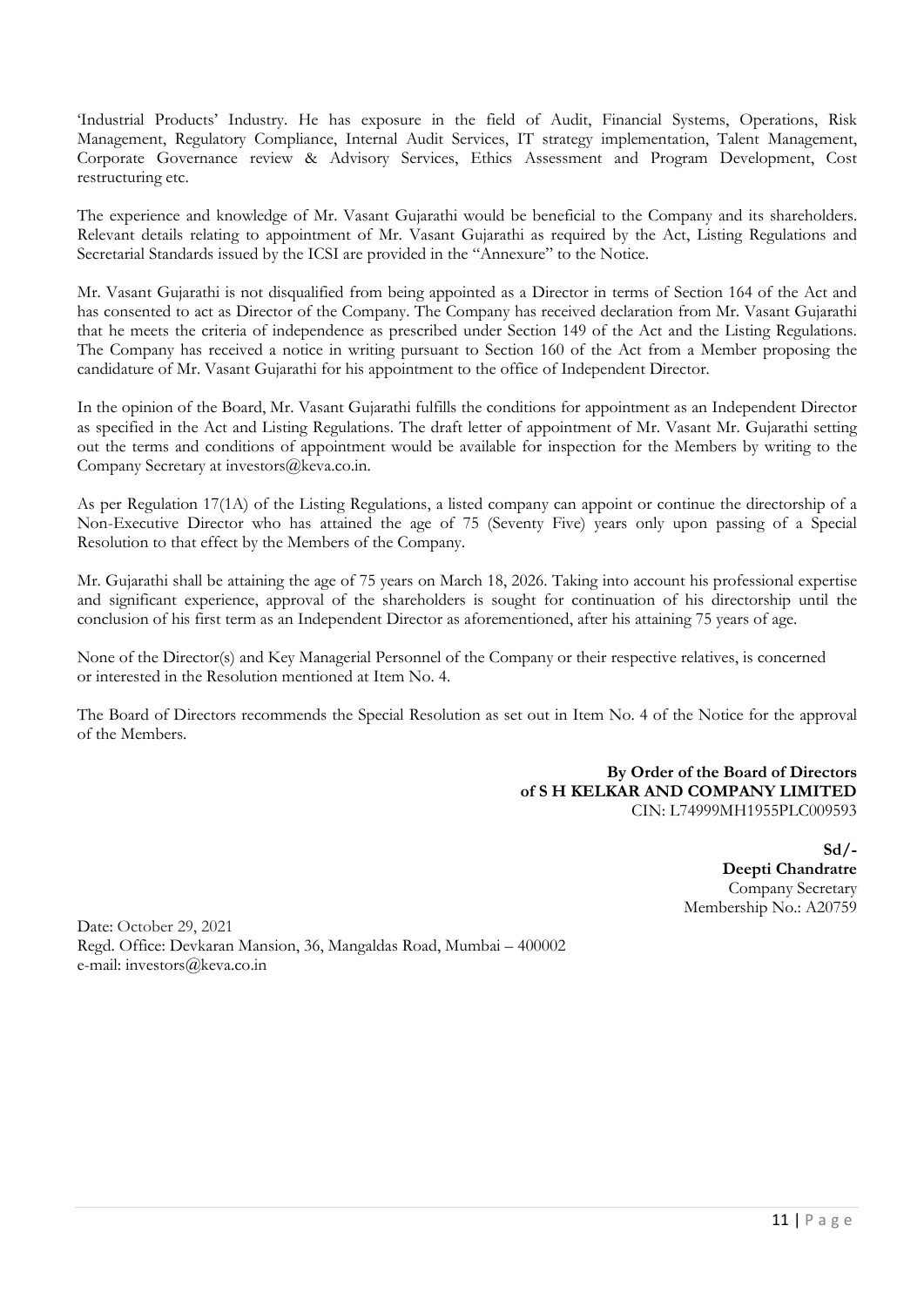'Industrial Products' Industry. He has exposure in the field of Audit, Financial Systems, Operations, Risk Management, Regulatory Compliance, Internal Audit Services, IT strategy implementation, Talent Management, Corporate Governance review & Advisory Services, Ethics Assessment and Program Development, Cost restructuring etc.

The experience and knowledge of Mr. Vasant Gujarathi would be beneficial to the Company and its shareholders. Relevant details relating to appointment of Mr. Vasant Gujarathi as required by the Act, Listing Regulations and Secretarial Standards issued by the ICSI are provided in the "Annexure" to the Notice.

Mr. Vasant Gujarathi is not disqualified from being appointed as a Director in terms of Section 164 of the Act and has consented to act as Director of the Company. The Company has received declaration from Mr. Vasant Gujarathi that he meets the criteria of independence as prescribed under Section 149 of the Act and the Listing Regulations. The Company has received a notice in writing pursuant to Section 160 of the Act from a Member proposing the candidature of Mr. Vasant Gujarathi for his appointment to the office of Independent Director.

In the opinion of the Board, Mr. Vasant Gujarathi fulfills the conditions for appointment as an Independent Director as specified in the Act and Listing Regulations. The draft letter of appointment of Mr. Vasant Mr. Gujarathi setting out the terms and conditions of appointment would be available for inspection for the Members by writing to the Company Secretary at investors@keva.co.in.

As per Regulation 17(1A) of the Listing Regulations, a listed company can appoint or continue the directorship of a Non-Executive Director who has attained the age of 75 (Seventy Five) years only upon passing of a Special Resolution to that effect by the Members of the Company.

Mr. Gujarathi shall be attaining the age of 75 years on March 18, 2026. Taking into account his professional expertise and significant experience, approval of the shareholders is sought for continuation of his directorship until the conclusion of his first term as an Independent Director as aforementioned, after his attaining 75 years of age.

None of the Director(s) and Key Managerial Personnel of the Company or their respective relatives, is concerned or interested in the Resolution mentioned at Item No. 4.

The Board of Directors recommends the Special Resolution as set out in Item No. 4 of the Notice for the approval of the Members.

**By Order of the Board of Directors**
**of S H KELKAR AND COMPANY LIMITED**
CIN: L74999MH1955PLC009593

**Sd/-**
**Deepti Chandratre**
Company Secretary
Membership No.: A20759

Date: October 29, 2021
Regd. Office: Devkaran Mansion, 36, Mangaldas Road, Mumbai – 400002
e-mail: investors@keva.co.in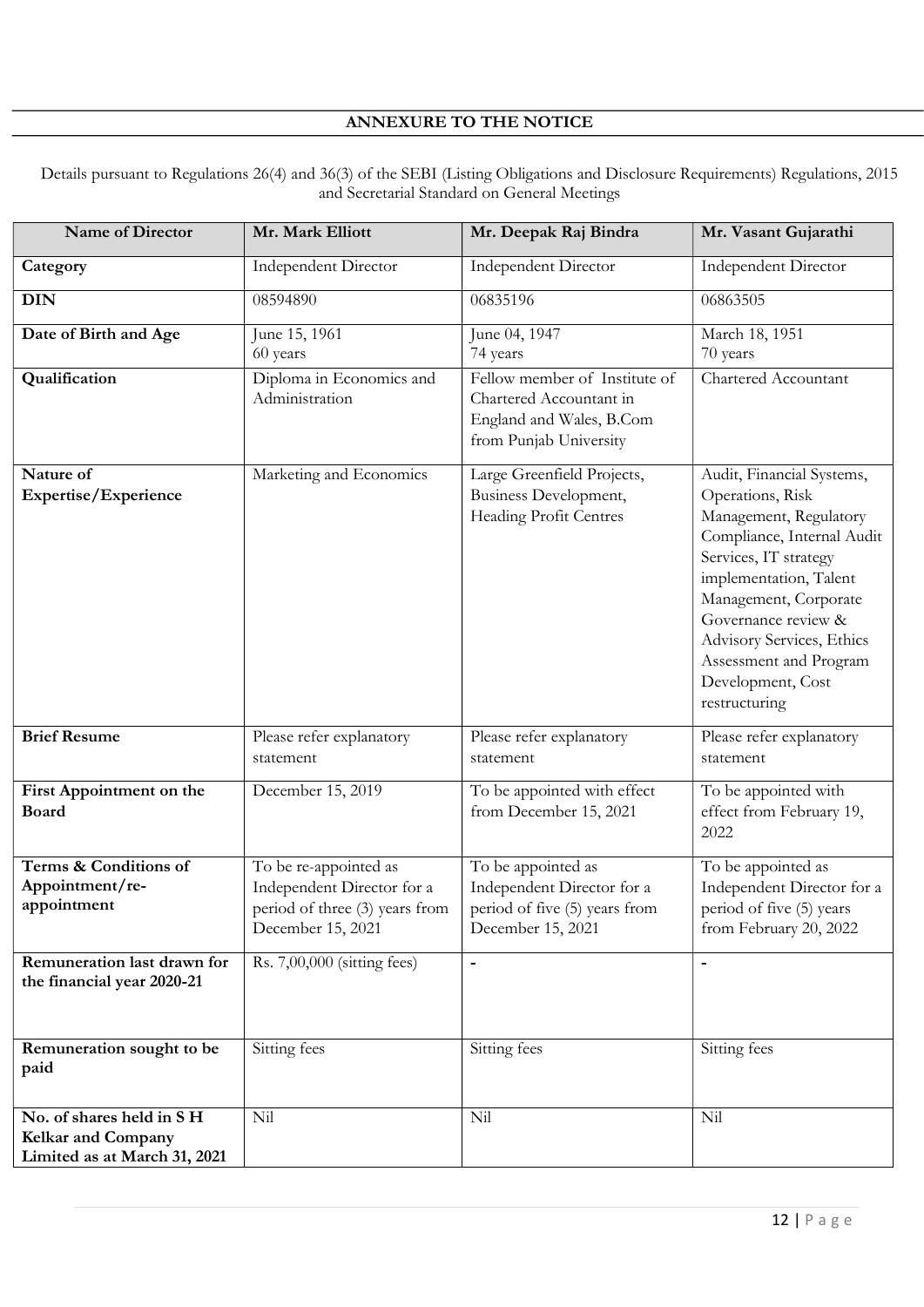## ANNEXURE TO THE NOTICE

Details pursuant to Regulations 26(4) and 36(3) of the SEBI (Listing Obligations and Disclosure Requirements) Regulations, 2015 and Secretarial Standard on General Meetings

| Name of Director | Mr. Mark Elliott | Mr. Deepak Raj Bindra | Mr. Vasant Gujarathi |
|---|---|---|---|
| **Category** | Independent Director | Independent Director | Independent Director |
| **DIN** | 08594890 | 06835196 | 06863505 |
| **Date of Birth and Age** | June 15, 1961<br>60 years | June 04, 1947<br>74 years | March 18, 1951<br>70 years |
| **Qualification** | Diploma in Economics and Administration | Fellow member of Institute of Chartered Accountant in England and Wales, B.Com from Punjab University | Chartered Accountant |
| **Nature of Expertise/Experience** | Marketing and Economics | Large Greenfield Projects, Business Development, Heading Profit Centres | Audit, Financial Systems, Operations, Risk Management, Regulatory Compliance, Internal Audit Services, IT strategy implementation, Talent Management, Corporate Governance review & Advisory Services, Ethics Assessment and Program Development, Cost restructuring |
| **Brief Resume** | Please refer explanatory statement | Please refer explanatory statement | Please refer explanatory statement |
| **First Appointment on the Board** | December 15, 2019 | To be appointed with effect from December 15, 2021 | To be appointed with effect from February 19, 2022 |
| **Terms & Conditions of Appointment/re-appointment** | To be re-appointed as Independent Director for a period of three (3) years from December 15, 2021 | To be appointed as Independent Director for a period of five (5) years from December 15, 2021 | To be appointed as Independent Director for a period of five (5) years from February 20, 2022 |
| **Remuneration last drawn for the financial year 2020-21** | Rs. 7,00,000 (sitting fees) | - | - |
| **Remuneration sought to be paid** | Sitting fees | Sitting fees | Sitting fees |
| **No. of shares held in S H Kelkar and Company Limited as at March 31, 2021** | Nil | Nil | Nil |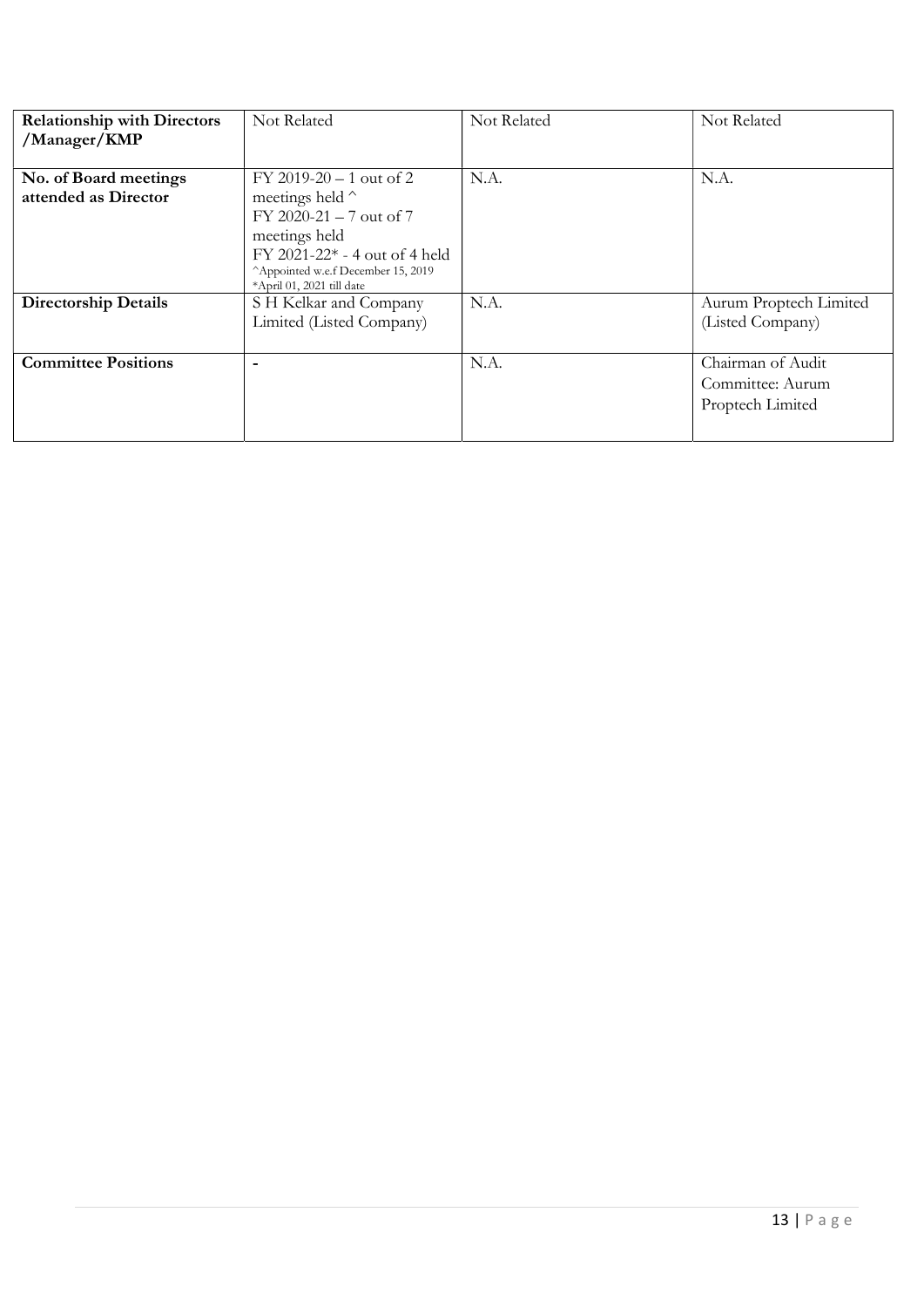| | | | |
|---|---|---|---|
| **Relationship with Directors /Manager/KMP** | Not Related | Not Related | Not Related |
| **No. of Board meetings attended as Director** | FY 2019-20 – 1 out of 2 meetings held ^<br>FY 2020-21 – 7 out of 7 meetings held<br>FY 2021-22* - 4 out of 4 held<br>^Appointed w.e.f December 15, 2019<br>*April 01, 2021 till date | N.A. | N.A. |
| **Directorship Details** | S H Kelkar and Company Limited (Listed Company) | N.A. | Aurum Proptech Limited (Listed Company) |
| **Committee Positions** | - | N.A. | Chairman of Audit Committee: Aurum Proptech Limited |